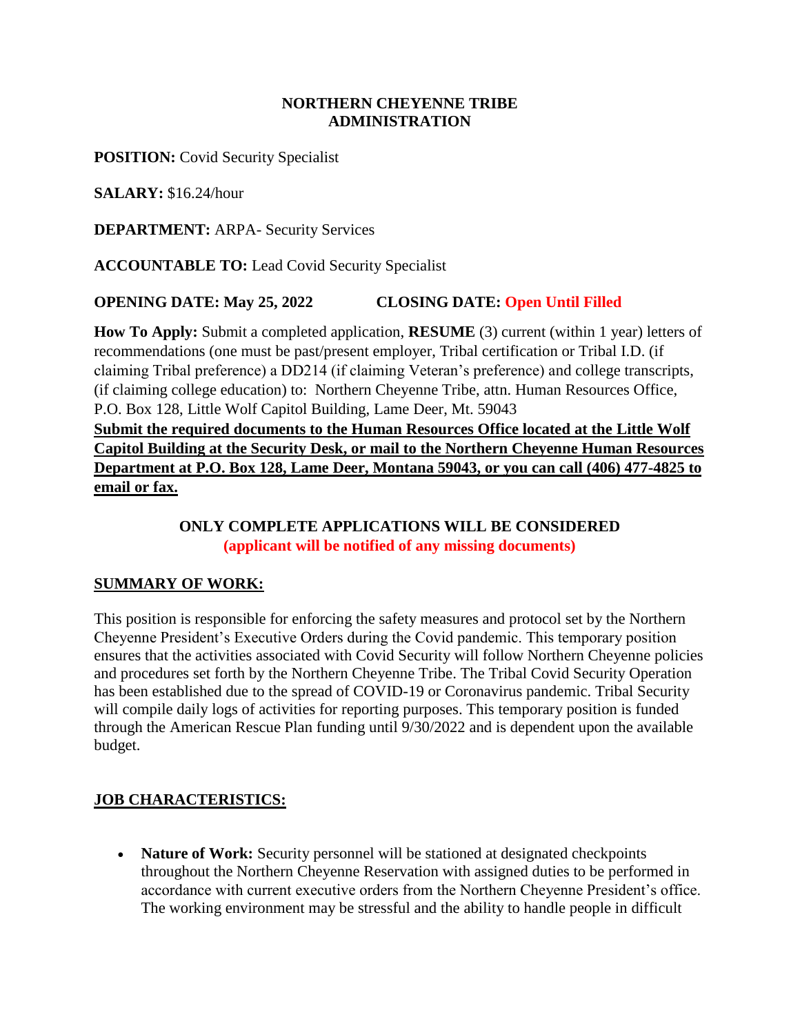**NORTHERN CHEYENNE TRIBE**
**ADMINISTRATION**

**POSITION:** Covid Security Specialist

**SALARY:** $16.24/hour

**DEPARTMENT:** ARPA- Security Services

**ACCOUNTABLE TO:** Lead Covid Security Specialist

**OPENING DATE: May 25, 2022** **CLOSING DATE: Open Until Filled**

**How To Apply:** Submit a completed application, **RESUME** (3) current (within 1 year) letters of recommendations (one must be past/present employer, Tribal certification or Tribal I.D. (if claiming Tribal preference) a DD214 (if claiming Veteran's preference) and college transcripts, (if claiming college education) to: Northern Cheyenne Tribe, attn. Human Resources Office, P.O. Box 128, Little Wolf Capitol Building, Lame Deer, Mt. 59043

**Submit the required documents to the Human Resources Office located at the Little Wolf Capitol Building at the Security Desk, or mail to the Northern Cheyenne Human Resources Department at P.O. Box 128, Lame Deer, Montana 59043, or you can call (406) 477-4825 to email or fax.**

**ONLY COMPLETE APPLICATIONS WILL BE CONSIDERED**
**(applicant will be notified of any missing documents)**

## SUMMARY OF WORK:

This position is responsible for enforcing the safety measures and protocol set by the Northern Cheyenne President's Executive Orders during the Covid pandemic. This temporary position ensures that the activities associated with Covid Security will follow Northern Cheyenne policies and procedures set forth by the Northern Cheyenne Tribe. The Tribal Covid Security Operation has been established due to the spread of COVID-19 or Coronavirus pandemic. Tribal Security will compile daily logs of activities for reporting purposes. This temporary position is funded through the American Rescue Plan funding until 9/30/2022 and is dependent upon the available budget.

## JOB CHARACTERISTICS:

- **Nature of Work:** Security personnel will be stationed at designated checkpoints throughout the Northern Cheyenne Reservation with assigned duties to be performed in accordance with current executive orders from the Northern Cheyenne President's office. The working environment may be stressful and the ability to handle people in difficult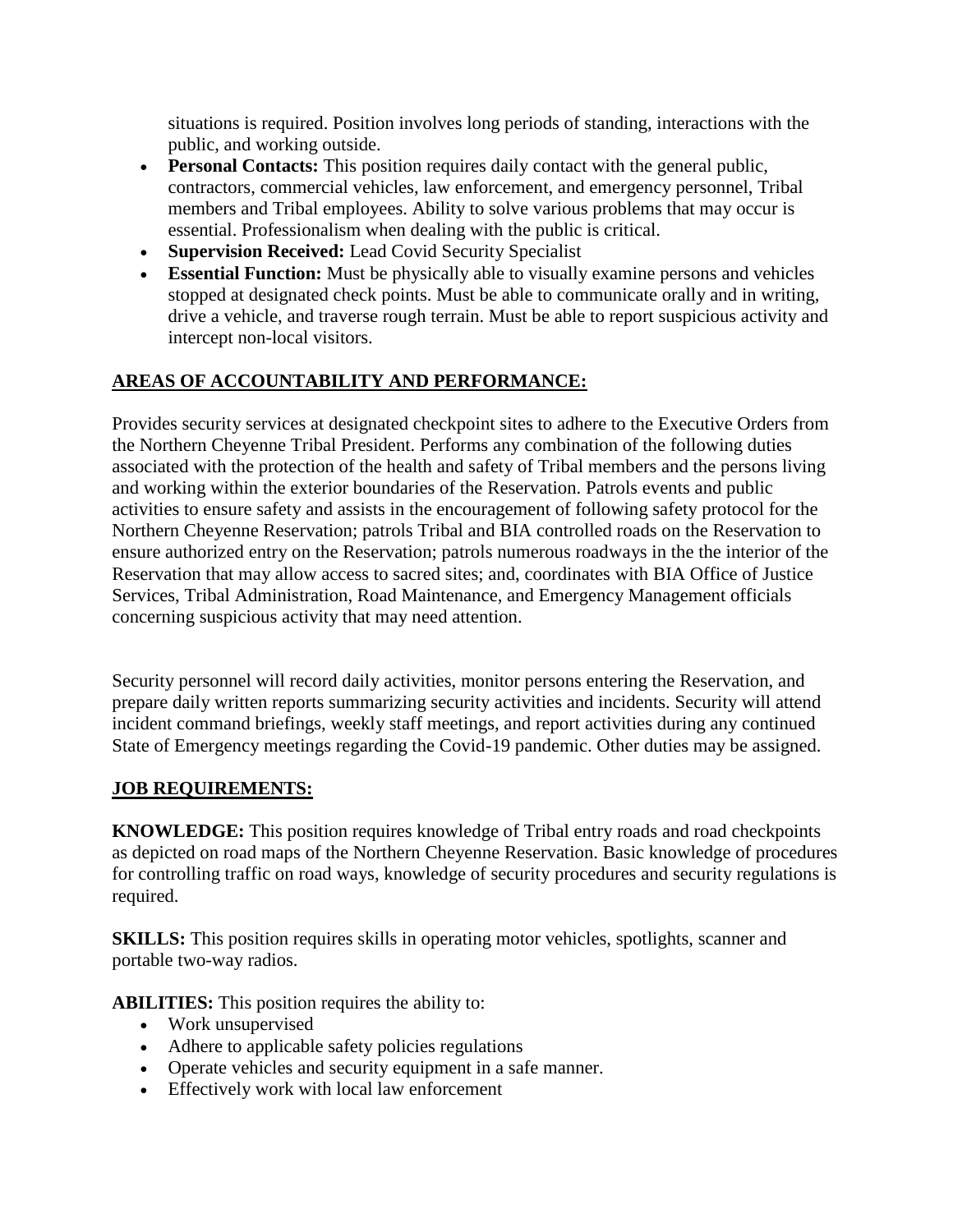situations is required. Position involves long periods of standing, interactions with the public, and working outside.

- **Personal Contacts:** This position requires daily contact with the general public, contractors, commercial vehicles, law enforcement, and emergency personnel, Tribal members and Tribal employees. Ability to solve various problems that may occur is essential. Professionalism when dealing with the public is critical.
- **Supervision Received:** Lead Covid Security Specialist
- **Essential Function:** Must be physically able to visually examine persons and vehicles stopped at designated check points. Must be able to communicate orally and in writing, drive a vehicle, and traverse rough terrain. Must be able to report suspicious activity and intercept non-local visitors.

## AREAS OF ACCOUNTABILITY AND PERFORMANCE:

Provides security services at designated checkpoint sites to adhere to the Executive Orders from the Northern Cheyenne Tribal President. Performs any combination of the following duties associated with the protection of the health and safety of Tribal members and the persons living and working within the exterior boundaries of the Reservation. Patrols events and public activities to ensure safety and assists in the encouragement of following safety protocol for the Northern Cheyenne Reservation; patrols Tribal and BIA controlled roads on the Reservation to ensure authorized entry on the Reservation; patrols numerous roadways in the the interior of the Reservation that may allow access to sacred sites; and, coordinates with BIA Office of Justice Services, Tribal Administration, Road Maintenance, and Emergency Management officials concerning suspicious activity that may need attention.

Security personnel will record daily activities, monitor persons entering the Reservation, and prepare daily written reports summarizing security activities and incidents. Security will attend incident command briefings, weekly staff meetings, and report activities during any continued State of Emergency meetings regarding the Covid-19 pandemic. Other duties may be assigned.

## JOB REQUIREMENTS:

**KNOWLEDGE:** This position requires knowledge of Tribal entry roads and road checkpoints as depicted on road maps of the Northern Cheyenne Reservation. Basic knowledge of procedures for controlling traffic on road ways, knowledge of security procedures and security regulations is required.

**SKILLS:** This position requires skills in operating motor vehicles, spotlights, scanner and portable two-way radios.

**ABILITIES:** This position requires the ability to:

- Work unsupervised
- Adhere to applicable safety policies regulations
- Operate vehicles and security equipment in a safe manner.
- Effectively work with local law enforcement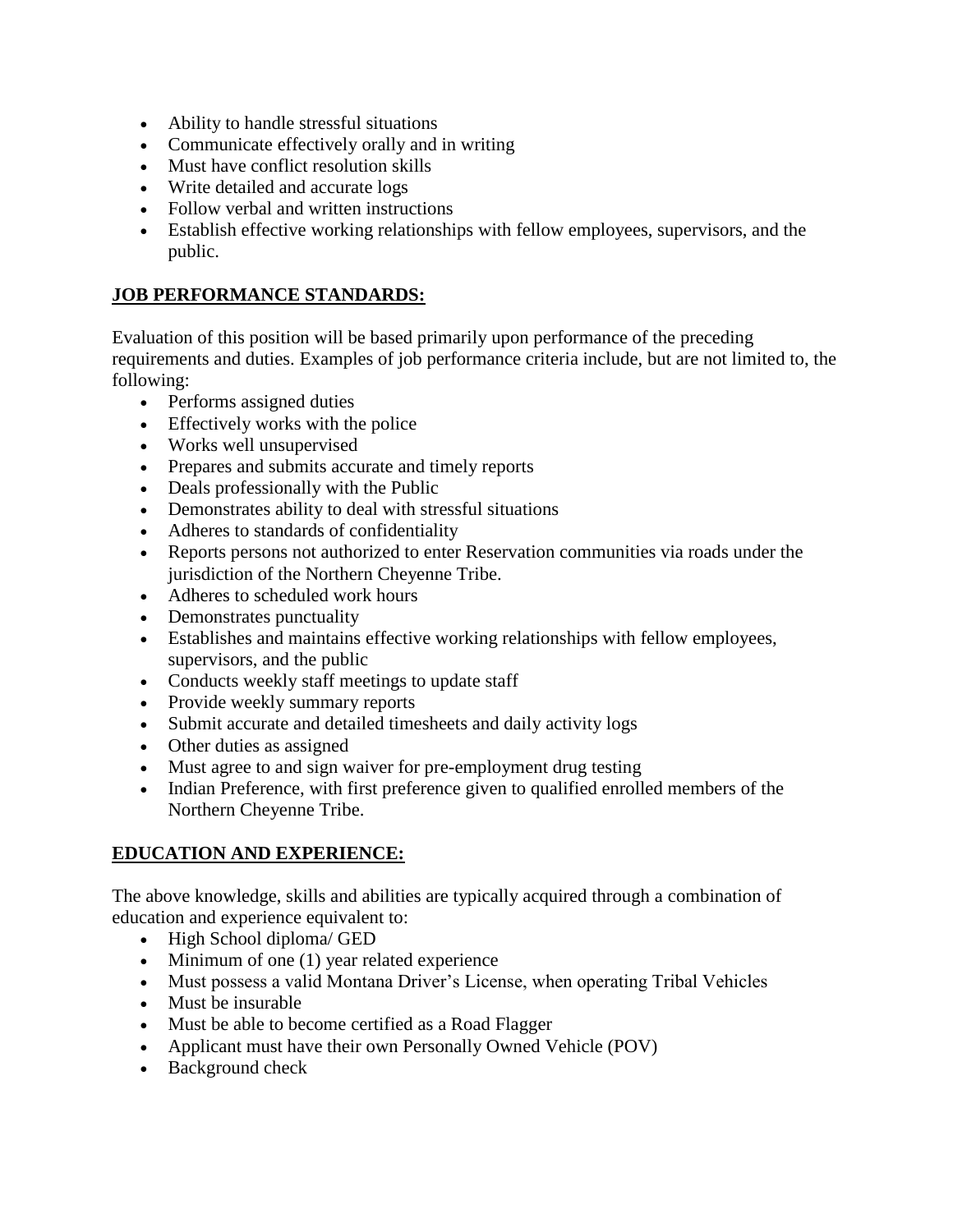- Ability to handle stressful situations
- Communicate effectively orally and in writing
- Must have conflict resolution skills
- Write detailed and accurate logs
- Follow verbal and written instructions
- Establish effective working relationships with fellow employees, supervisors, and the public.

## JOB PERFORMANCE STANDARDS:

Evaluation of this position will be based primarily upon performance of the preceding requirements and duties. Examples of job performance criteria include, but are not limited to, the following:

- Performs assigned duties
- Effectively works with the police
- Works well unsupervised
- Prepares and submits accurate and timely reports
- Deals professionally with the Public
- Demonstrates ability to deal with stressful situations
- Adheres to standards of confidentiality
- Reports persons not authorized to enter Reservation communities via roads under the jurisdiction of the Northern Cheyenne Tribe.
- Adheres to scheduled work hours
- Demonstrates punctuality
- Establishes and maintains effective working relationships with fellow employees, supervisors, and the public
- Conducts weekly staff meetings to update staff
- Provide weekly summary reports
- Submit accurate and detailed timesheets and daily activity logs
- Other duties as assigned
- Must agree to and sign waiver for pre-employment drug testing
- Indian Preference, with first preference given to qualified enrolled members of the Northern Cheyenne Tribe.

## EDUCATION AND EXPERIENCE:

The above knowledge, skills and abilities are typically acquired through a combination of education and experience equivalent to:

- High School diploma/ GED
- Minimum of one (1) year related experience
- Must possess a valid Montana Driver's License, when operating Tribal Vehicles
- Must be insurable
- Must be able to become certified as a Road Flagger
- Applicant must have their own Personally Owned Vehicle (POV)
- Background check